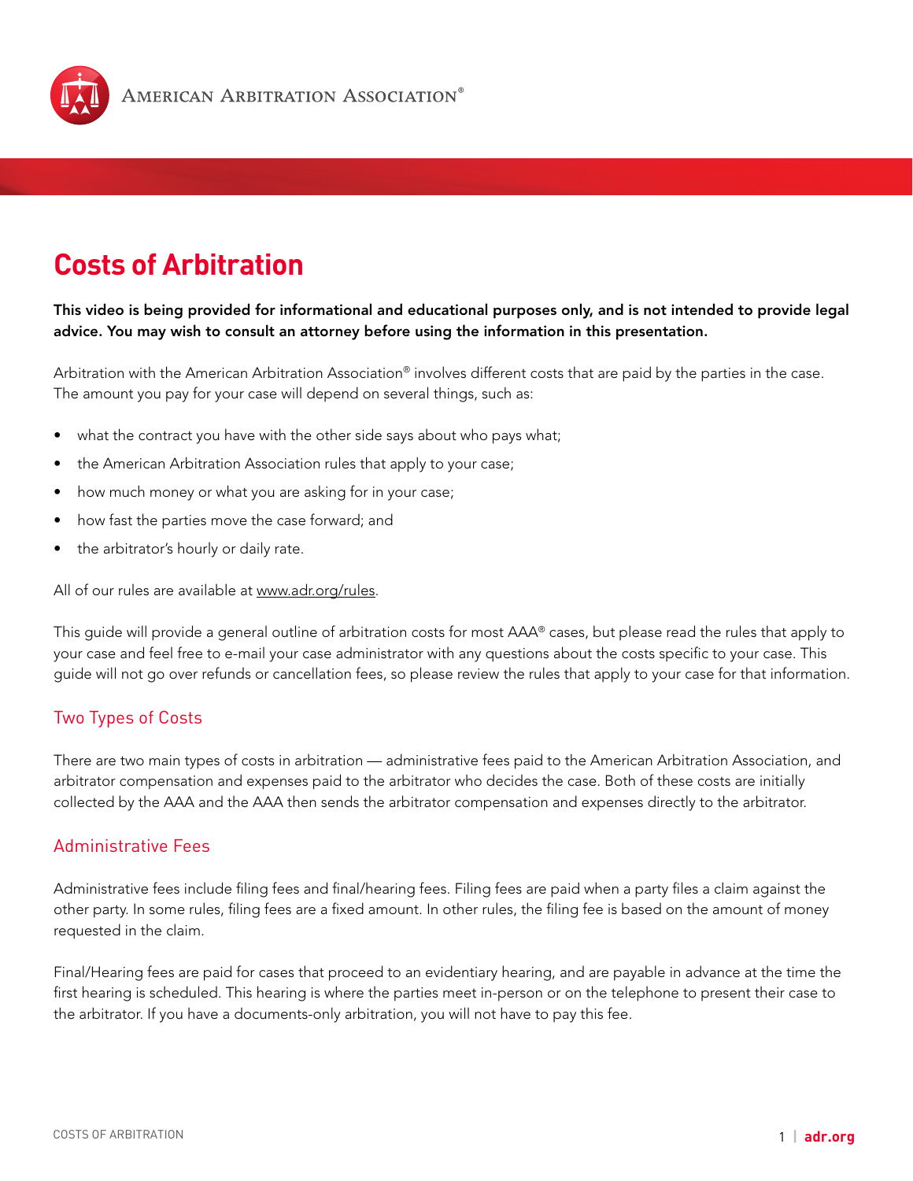AMERICAN ARBITRATION ASSOCIATION®

# Costs of Arbitration

**This video is being provided for informational and educational purposes only, and is not intended to provide legal advice. You may wish to consult an attorney before using the information in this presentation.**

Arbitration with the American Arbitration Association® involves different costs that are paid by the parties in the case. The amount you pay for your case will depend on several things, such as:

- what the contract you have with the other side says about who pays what;
- the American Arbitration Association rules that apply to your case;
- how much money or what you are asking for in your case;
- how fast the parties move the case forward; and
- the arbitrator's hourly or daily rate.

All of our rules are available at www.adr.org/rules.

This guide will provide a general outline of arbitration costs for most AAA® cases, but please read the rules that apply to your case and feel free to e-mail your case administrator with any questions about the costs specific to your case. This guide will not go over refunds or cancellation fees, so please review the rules that apply to your case for that information.

## Two Types of Costs

There are two main types of costs in arbitration — administrative fees paid to the American Arbitration Association, and arbitrator compensation and expenses paid to the arbitrator who decides the case. Both of these costs are initially collected by the AAA and the AAA then sends the arbitrator compensation and expenses directly to the arbitrator.

## Administrative Fees

Administrative fees include filing fees and final/hearing fees. Filing fees are paid when a party files a claim against the other party. In some rules, filing fees are a fixed amount. In other rules, the filing fee is based on the amount of money requested in the claim.

Final/Hearing fees are paid for cases that proceed to an evidentiary hearing, and are payable in advance at the time the first hearing is scheduled. This hearing is where the parties meet in-person or on the telephone to present their case to the arbitrator. If you have a documents-only arbitration, you will not have to pay this fee.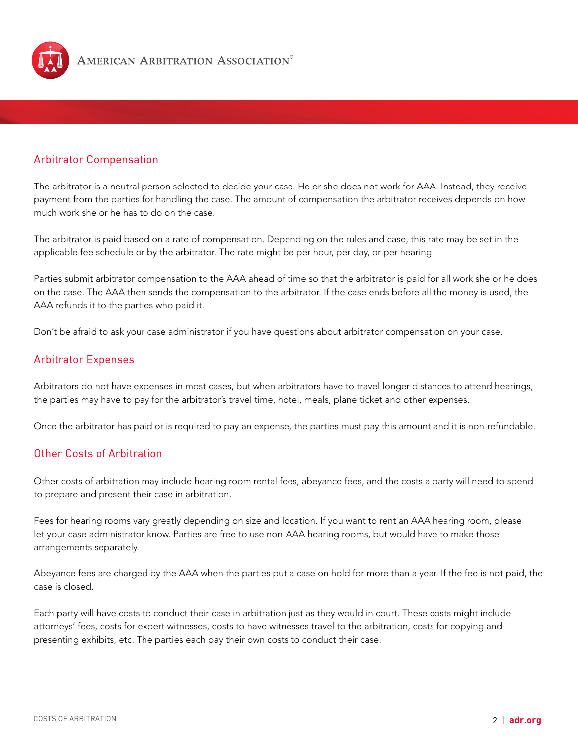## Arbitrator Compensation

The arbitrator is a neutral person selected to decide your case. He or she does not work for AAA. Instead, they receive payment from the parties for handling the case. The amount of compensation the arbitrator receives depends on how much work she or he has to do on the case.

The arbitrator is paid based on a rate of compensation. Depending on the rules and case, this rate may be set in the applicable fee schedule or by the arbitrator. The rate might be per hour, per day, or per hearing.

Parties submit arbitrator compensation to the AAA ahead of time so that the arbitrator is paid for all work she or he does on the case. The AAA then sends the compensation to the arbitrator. If the case ends before all the money is used, the AAA refunds it to the parties who paid it.

Don't be afraid to ask your case administrator if you have questions about arbitrator compensation on your case.

## Arbitrator Expenses

Arbitrators do not have expenses in most cases, but when arbitrators have to travel longer distances to attend hearings, the parties may have to pay for the arbitrator's travel time, hotel, meals, plane ticket and other expenses.

Once the arbitrator has paid or is required to pay an expense, the parties must pay this amount and it is non-refundable.

## Other Costs of Arbitration

Other costs of arbitration may include hearing room rental fees, abeyance fees, and the costs a party will need to spend to prepare and present their case in arbitration.

Fees for hearing rooms vary greatly depending on size and location. If you want to rent an AAA hearing room, please let your case administrator know. Parties are free to use non-AAA hearing rooms, but would have to make those arrangements separately.

Abeyance fees are charged by the AAA when the parties put a case on hold for more than a year. If the fee is not paid, the case is closed.

Each party will have costs to conduct their case in arbitration just as they would in court. These costs might include attorneys' fees, costs for expert witnesses, costs to have witnesses travel to the arbitration, costs for copying and presenting exhibits, etc. The parties each pay their own costs to conduct their case.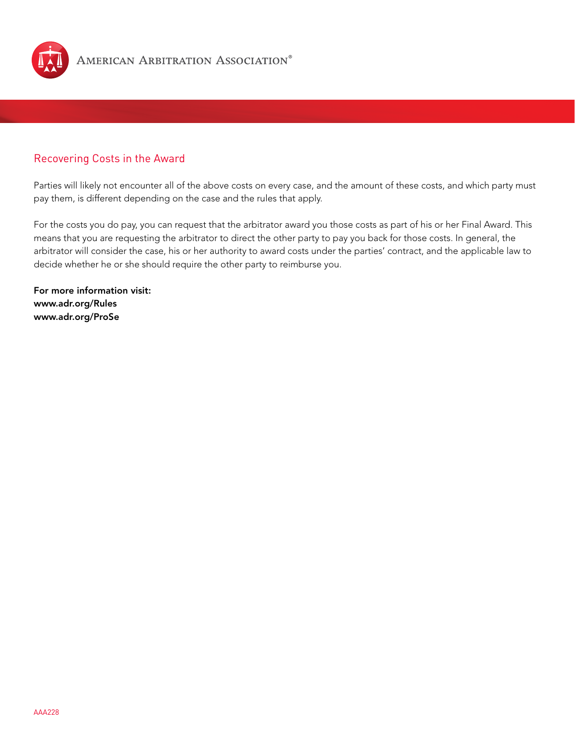## Recovering Costs in the Award

Parties will likely not encounter all of the above costs on every case, and the amount of these costs, and which party must pay them, is different depending on the case and the rules that apply.

For the costs you do pay, you can request that the arbitrator award you those costs as part of his or her Final Award. This means that you are requesting the arbitrator to direct the other party to pay you back for those costs. In general, the arbitrator will consider the case, his or her authority to award costs under the parties' contract, and the applicable law to decide whether he or she should require the other party to reimburse you.

**For more information visit:**
**www.adr.org/Rules**
**www.adr.org/ProSe**

AAA228